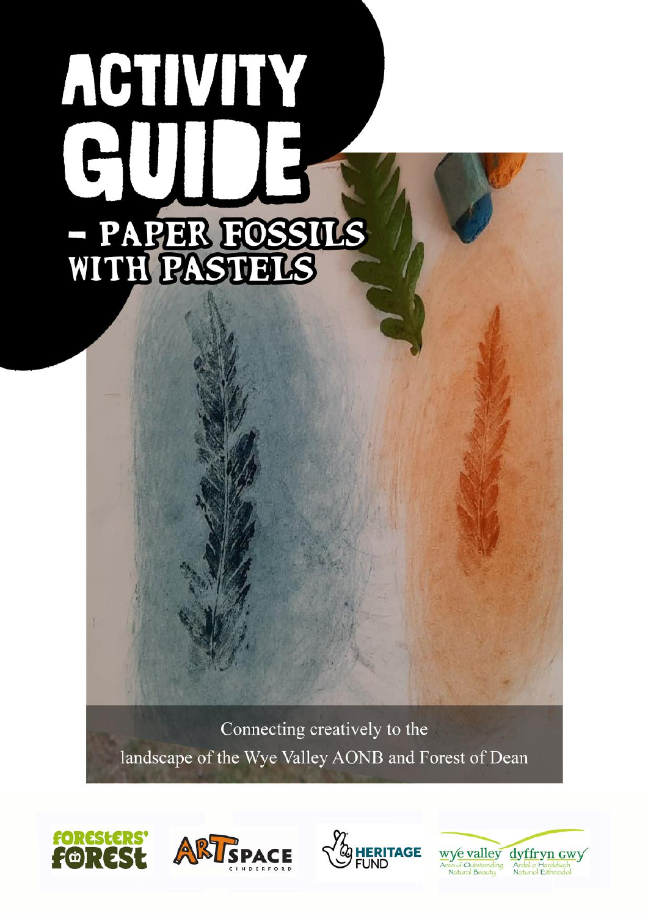# ACTIVITY GUIDE

## – PAPER FOSSILS WITH PASTELS

Connecting creatively to the landscape of the Wye Valley AONB and Forest of Dean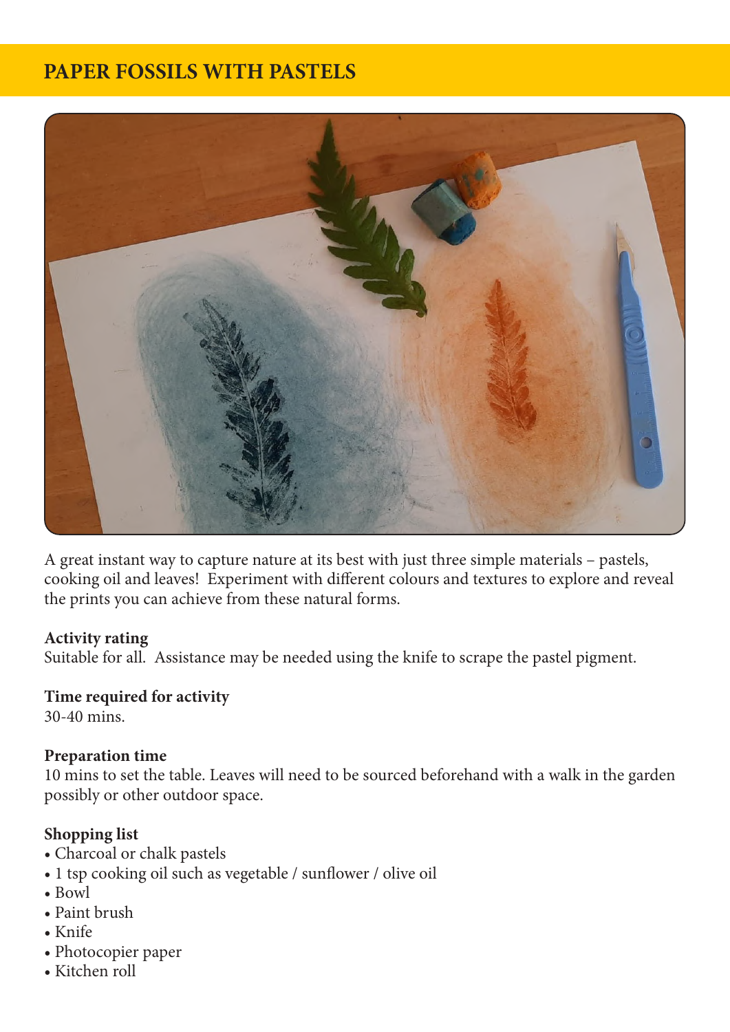# PAPER FOSSILS WITH PASTELS

A great instant way to capture nature at its best with just three simple materials – pastels, cooking oil and leaves! Experiment with different colours and textures to explore and reveal the prints you can achieve from these natural forms.

**Activity rating**
Suitable for all. Assistance may be needed using the knife to scrape the pastel pigment.

**Time required for activity**
30-40 mins.

**Preparation time**
10 mins to set the table. Leaves will need to be sourced beforehand with a walk in the garden possibly or other outdoor space.

**Shopping list**

- Charcoal or chalk pastels
- 1 tsp cooking oil such as vegetable / sunflower / olive oil
- Bowl
- Paint brush
- Knife
- Photocopier paper
- Kitchen roll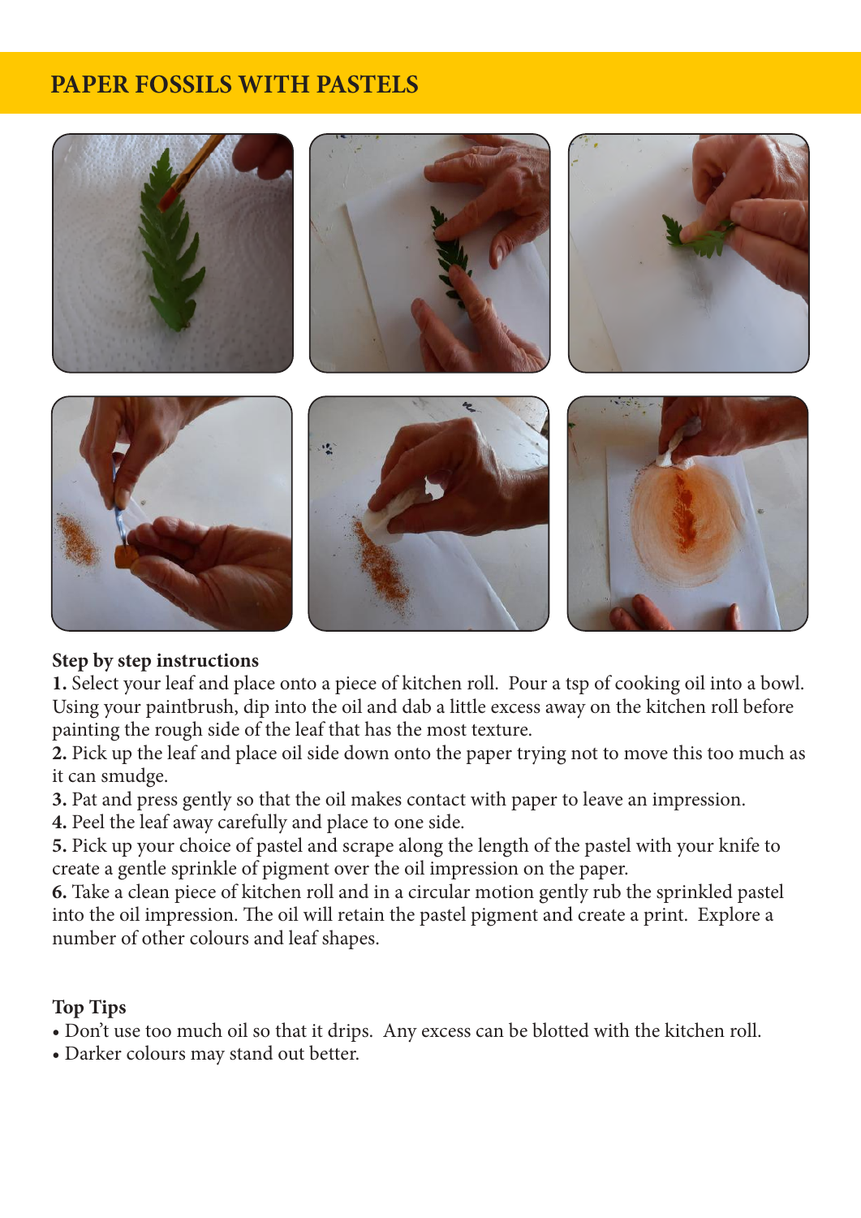# PAPER FOSSILS WITH PASTELS

**Step by step instructions**

**1.** Select your leaf and place onto a piece of kitchen roll. Pour a tsp of cooking oil into a bowl. Using your paintbrush, dip into the oil and dab a little excess away on the kitchen roll before painting the rough side of the leaf that has the most texture.

**2.** Pick up the leaf and place oil side down onto the paper trying not to move this too much as it can smudge.

**3.** Pat and press gently so that the oil makes contact with paper to leave an impression.

**4.** Peel the leaf away carefully and place to one side.

**5.** Pick up your choice of pastel and scrape along the length of the pastel with your knife to create a gentle sprinkle of pigment over the oil impression on the paper.

**6.** Take a clean piece of kitchen roll and in a circular motion gently rub the sprinkled pastel into the oil impression. The oil will retain the pastel pigment and create a print. Explore a number of other colours and leaf shapes.

**Top Tips**

- Don't use too much oil so that it drips. Any excess can be blotted with the kitchen roll.
- Darker colours may stand out better.